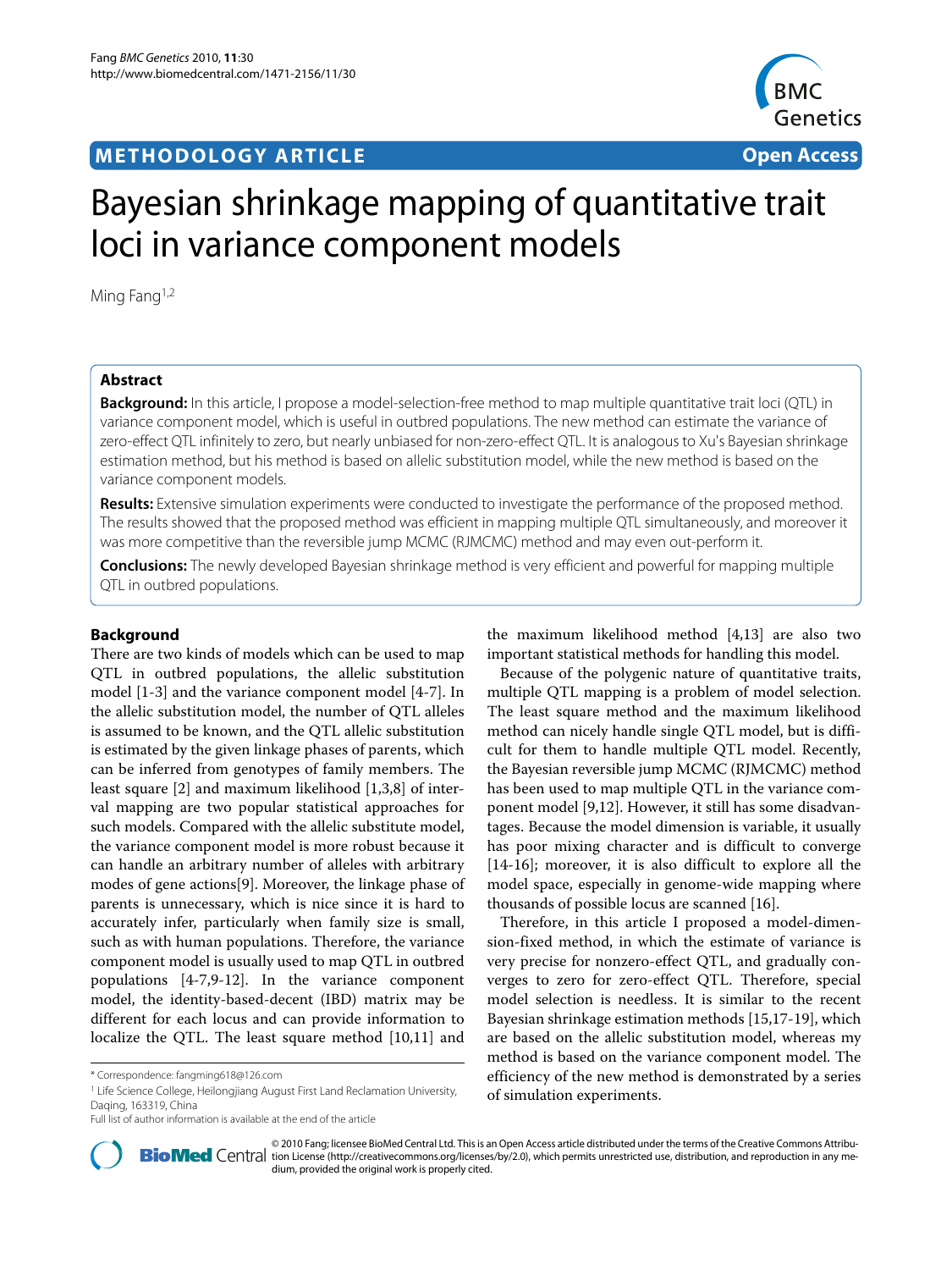**METHODOLOGY ARTICLE** **Open Access**

# Bayesian shrinkage mapping of quantitative trait loci in variance component models

Ming Fang[1,2]

## Abstract

**Background:** In this article, I propose a model-selection-free method to map multiple quantitative trait loci (QTL) in variance component model, which is useful in outbred populations. The new method can estimate the variance of zero-effect QTL infinitely to zero, but nearly unbiased for non-zero-effect QTL. It is analogous to Xu's Bayesian shrinkage estimation method, but his method is based on allelic substitution model, while the new method is based on the variance component models.

**Results:** Extensive simulation experiments were conducted to investigate the performance of the proposed method. The results showed that the proposed method was efficient in mapping multiple QTL simultaneously, and moreover it was more competitive than the reversible jump MCMC (RJMCMC) method and may even out-perform it.

**Conclusions:** The newly developed Bayesian shrinkage method is very efficient and powerful for mapping multiple QTL in outbred populations.

## Background

There are two kinds of models which can be used to map QTL in outbred populations, the allelic substitution model [1-3] and the variance component model [4-7]. In the allelic substitution model, the number of QTL alleles is assumed to be known, and the QTL allelic substitution is estimated by the given linkage phases of parents, which can be inferred from genotypes of family members. The least square [2] and maximum likelihood [1,3,8] of interval mapping are two popular statistical approaches for such models. Compared with the allelic substitute model, the variance component model is more robust because it can handle an arbitrary number of alleles with arbitrary modes of gene actions[9]. Moreover, the linkage phase of parents is unnecessary, which is nice since it is hard to accurately infer, particularly when family size is small, such as with human populations. Therefore, the variance component model is usually used to map QTL in outbred populations [4-7,9-12]. In the variance component model, the identity-based-decent (IBD) matrix may be different for each locus and can provide information to localize the QTL. The least square method [10,11] and the maximum likelihood method [4,13] are also two important statistical methods for handling this model.

Because of the polygenic nature of quantitative traits, multiple QTL mapping is a problem of model selection. The least square method and the maximum likelihood method can nicely handle single QTL model, but is difficult for them to handle multiple QTL model. Recently, the Bayesian reversible jump MCMC (RJMCMC) method has been used to map multiple QTL in the variance component model [9,12]. However, it still has some disadvantages. Because the model dimension is variable, it usually has poor mixing character and is difficult to converge [14-16]; moreover, it is also difficult to explore all the model space, especially in genome-wide mapping where thousands of possible locus are scanned [16].

Therefore, in this article I proposed a model-dimension-fixed method, in which the estimate of variance is very precise for nonzero-effect QTL, and gradually converges to zero for zero-effect QTL. Therefore, special model selection is needless. It is similar to the recent Bayesian shrinkage estimation methods [15,17-19], which are based on the allelic substitution model, whereas my method is based on the variance component model. The efficiency of the new method is demonstrated by a series of simulation experiments.

\* Correspondence: fangming618@126.com
[1] Life Science College, Heilongjiang August First Land Reclamation University, Daqing, 163319, China
Full list of author information is available at the end of the article

© 2010 Fang; licensee BioMed Central Ltd. This is an Open Access article distributed under the terms of the Creative Commons Attribution License (http://creativecommons.org/licenses/by/2.0), which permits unrestricted use, distribution, and reproduction in any medium, provided the original work is properly cited.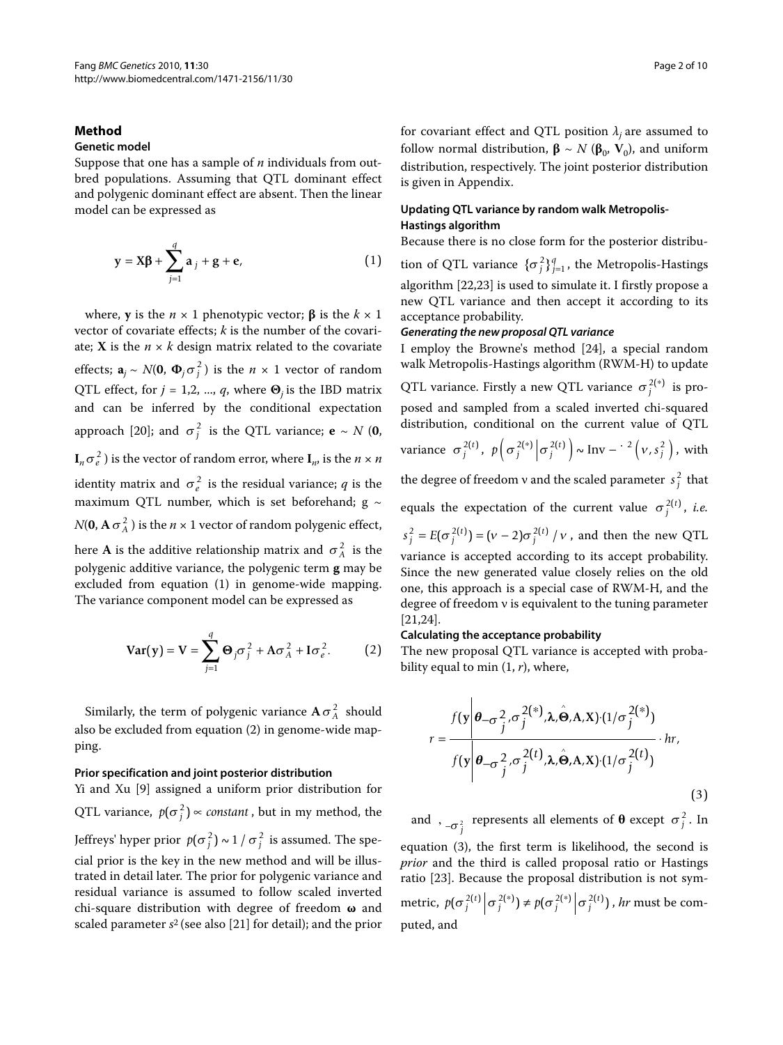## Method

### Genetic model

Suppose that one has a sample of $n$ individuals from outbred populations. Assuming that QTL dominant effect and polygenic dominant effect are absent. Then the linear model can be expressed as

$$\mathbf{y} = \mathbf{X\beta} + \sum_{j=1}^{q} \mathbf{a}_j + \mathbf{g} + \mathbf{e}, \tag{1}$$

where, $\mathbf{y}$ is the $n \times 1$ phenotypic vector; $\boldsymbol{\beta}$ is the $k \times 1$ vector of covariate effects; $k$ is the number of the covariate; $\mathbf{X}$ is the $n \times k$ design matrix related to the covariate effects; $\mathbf{a}_j \sim N(\mathbf{0}, \boldsymbol{\Phi}_j \sigma_j^2)$ is the $n \times 1$ vector of random QTL effect, for $j = 1,2, ..., q$, where $\boldsymbol{\Theta}_j$ is the IBD matrix and can be inferred by the conditional expectation approach [20]; and $\sigma_j^2$ is the QTL variance; $\mathbf{e} \sim N(\mathbf{0}, \mathbf{I}_n \sigma_e^2)$ is the vector of random error, where $\mathbf{I}_n$, is the $n \times n$ identity matrix and $\sigma_e^2$ is the residual variance; $q$ is the maximum QTL number, which is set beforehand; $\mathrm{g} \sim N(\mathbf{0}, \mathbf{A}\sigma_A^2)$ is the $n \times 1$ vector of random polygenic effect, here $\mathbf{A}$ is the additive relationship matrix and $\sigma_A^2$ is the polygenic additive variance, the polygenic term $\mathbf{g}$ may be excluded from equation (1) in genome-wide mapping. The variance component model can be expressed as

$$\mathbf{Var}(\mathbf{y}) = \mathbf{V} = \sum_{j=1}^{q} \boldsymbol{\Theta}_j \sigma_j^2 + \mathbf{A}\sigma_A^2 + \mathbf{I}\sigma_e^2. \tag{2}$$

Similarly, the term of polygenic variance $\mathbf{A}\sigma_A^2$ should also be excluded from equation (2) in genome-wide mapping.

### Prior specification and joint posterior distribution

Yi and Xu [9] assigned a uniform prior distribution for QTL variance, $p(\sigma_j^2) \propto constant$, but in my method, the Jeffreys' hyper prior $p(\sigma_j^2) \sim 1/\sigma_j^2$ is assumed. The special prior is the key in the new method and will be illustrated in detail later. The prior for polygenic variance and residual variance is assumed to follow scaled inverted chi-square distribution with degree of freedom $\boldsymbol{\omega}$ and scaled parameter $s^2$ (see also [21] for detail); and the prior for covariant effect and QTL position $\lambda_j$ are assumed to follow normal distribution, $\boldsymbol{\beta} \sim N(\boldsymbol{\beta}_0, \mathbf{V}_0)$, and uniform distribution, respectively. The joint posterior distribution is given in Appendix.

### Updating QTL variance by random walk Metropolis-Hastings algorithm

Because there is no close form for the posterior distribution of QTL variance $\{\sigma_j^2\}_{j=1}^q$, the Metropolis-Hastings algorithm [22,23] is used to simulate it. I firstly propose a new QTL variance and then accept it according to its acceptance probability.

#### *Generating the new proposal QTL variance*

I employ the Browne's method [24], a special random walk Metropolis-Hastings algorithm (RWM-H) to update QTL variance. Firstly a new QTL variance $\sigma_j^{2(*)}$ is proposed and sampled from a scaled inverted chi-squared distribution, conditional on the current value of QTL variance $\sigma_j^{2(t)}$, $p\left(\sigma_j^{2(*)} \middle| \sigma_j^{2(t)}\right) \sim \mathrm{Inv}-\cdot^2\left(\nu, s_j^2\right)$, with the degree of freedom ν and the scaled parameter $s_j^2$ that equals the expectation of the current value $\sigma_j^{2(t)}$, *i.e.* $s_j^2 = E(\sigma_j^{2(t)}) = (\nu-2)\sigma_j^{2(t)}/\nu$, and then the new QTL variance is accepted according to its accept probability. Since the new generated value closely relies on the old one, this approach is a special case of RWM-H, and the degree of freedom ν is equivalent to the tuning parameter [21,24].

### Calculating the acceptance probability

The new proposal QTL variance is accepted with probability equal to min $(1, r)$, where,

$$r = \frac{f(\mathbf{y}\,|\,\boldsymbol{\theta}_{-\sigma_j^2}, \sigma_j^{2(*)}, \boldsymbol{\lambda}, \hat{\boldsymbol{\Theta}}, \mathbf{A}, \mathbf{X}) \cdot (1/\sigma_j^{2(*)})}{f(\mathbf{y}\,|\,\boldsymbol{\theta}_{-\sigma_j^2}, \sigma_j^{2(t)}, \boldsymbol{\lambda}, \hat{\boldsymbol{\Theta}}, \mathbf{A}, \mathbf{X}) \cdot (1/\sigma_j^{2(t)})} \cdot hr, \tag{3}$$

and $,_{-\sigma_j^2}$ represents all elements of $\boldsymbol{\theta}$ except $\sigma_j^2$. In equation (3), the first term is likelihood, the second is *prior* and the third is called proposal ratio or Hastings ratio [23]. Because the proposal distribution is not symmetric, $p(\sigma_j^{2(t)} | \sigma_j^{2(*)}) \neq p(\sigma_j^{2(*)} | \sigma_j^{2(t)})$, $hr$ must be computed, and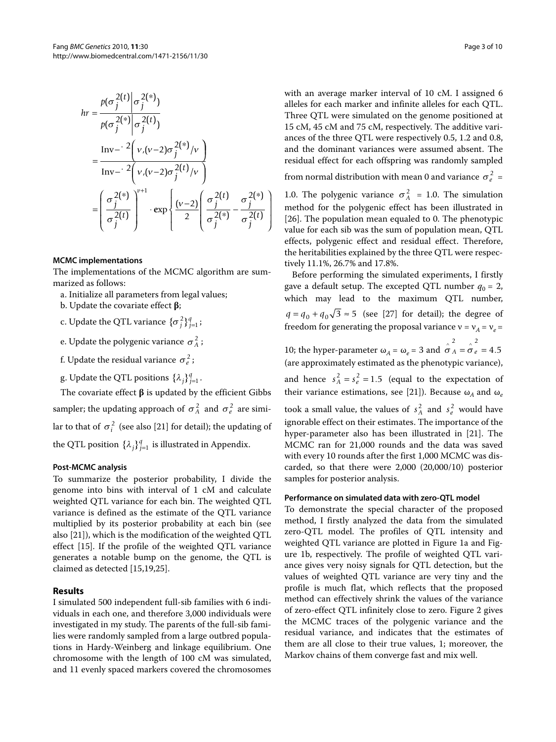$$
\begin{aligned}
hr &= \frac{p(\sigma_j^{2(t)} \mid \sigma_j^{2(*)})}{p(\sigma_j^{2(*)} \mid \sigma_j^{2(t)})} \\
&= \frac{\text{Inv}-\chi^2\left(\nu, (\nu-2)\sigma_j^{2(*)}/\nu\right)}{\text{Inv}-\chi^2\left(\nu, (\nu-2)\sigma_j^{2(t)}/\nu\right)} \\
&= \left(\frac{\sigma_j^{2(*)}}{\sigma_j^{2(t)}}\right)^{\nu+1} \cdot \exp\left\{\frac{(\nu-2)}{2}\left(\frac{\sigma_j^{2(t)}}{\sigma_j^{2(*)}} - \frac{\sigma_j^{2(*)}}{\sigma_j^{2(t)}}\right)\right\}
\end{aligned}
$$

#### MCMC implementations

The implementations of the MCMC algorithm are summarized as follows:

a. Initialize all parameters from legal values;

b. Update the covariate effect $\boldsymbol{\beta}$;

c. Update the QTL variance $\{\sigma_j^2\}_{j=1}^q$;

e. Update the polygenic variance $\sigma_A^2$;

f. Update the residual variance $\sigma_e^2$;

g. Update the QTL positions $\{\lambda_j\}_{j=1}^q$.

The covariate effect $\boldsymbol{\beta}$ is updated by the efficient Gibbs sampler; the updating approach of $\sigma_A^2$ and $\sigma_e^2$ are similar to that of $\sigma_i^2$ (see also [21] for detail); the updating of the QTL position $\{\lambda_j\}_{j=1}^q$ is illustrated in Appendix.

#### Post-MCMC analysis

To summarize the posterior probability, I divide the genome into bins with interval of 1 cM and calculate weighted QTL variance for each bin. The weighted QTL variance is defined as the estimate of the QTL variance multiplied by its posterior probability at each bin (see also [21]), which is the modification of the weighted QTL effect [15]. If the profile of the weighted QTL variance generates a notable bump on the genome, the QTL is claimed as detected [15,19,25].

## Results

I simulated 500 independent full-sib families with 6 individuals in each one, and therefore 3,000 individuals were investigated in my study. The parents of the full-sib families were randomly sampled from a large outbred populations in Hardy-Weinberg and linkage equilibrium. One chromosome with the length of 100 cM was simulated, and 11 evenly spaced markers covered the chromosomes with an average marker interval of 10 cM. I assigned 6 alleles for each marker and infinite alleles for each QTL. Three QTL were simulated on the genome positioned at 15 cM, 45 cM and 75 cM, respectively. The additive variances of the three QTL were respectively 0.5, 1.2 and 0.8, and the dominant variances were assumed absent. The residual effect for each offspring was randomly sampled from normal distribution with mean 0 and variance $\sigma_e^2$ = 1.0. The polygenic variance $\sigma_A^2$ = 1.0. The simulation method for the polygenic effect has been illustrated in [26]. The population mean equaled to 0. The phenotypic value for each sib was the sum of population mean, QTL effects, polygenic effect and residual effect. Therefore, the heritabilities explained by the three QTL were respectively 11.1%, 26.7% and 17.8%.

Before performing the simulated experiments, I firstly gave a default setup. The excepted QTL number $q_0 = 2$, which may lead to the maximum QTL number, $q = q_0 + q_0\sqrt{3} \approx 5$ (see [27] for detail); the degree of freedom for generating the proposal variance $\nu = \nu_A = \nu_e = 10$; the hyper-parameter $\omega_A = \omega_e = 3$ and $\hat{\sigma}_A^2 = \hat{\sigma}_e^2 = 4.5$ (are approximately estimated as the phenotypic variance), and hence $s_A^2 = s_e^2 = 1.5$ (equal to the expectation of their variance estimations, see [21]). Because $\omega_A$ and $\omega_e$ took a small value, the values of $s_A^2$ and $s_e^2$ would have ignorable effect on their estimates. The importance of the hyper-parameter also has been illustrated in [21]. The MCMC ran for 21,000 rounds and the data was saved with every 10 rounds after the first 1,000 MCMC was discarded, so that there were 2,000 (20,000/10) posterior samples for posterior analysis.

#### Performance on simulated data with zero-QTL model

To demonstrate the special character of the proposed method, I firstly analyzed the data from the simulated zero-QTL model. The profiles of QTL intensity and weighted QTL variance are plotted in Figure 1a and Figure 1b, respectively. The profile of weighted QTL variance gives very noisy signals for QTL detection, but the values of weighted QTL variance are very tiny and the profile is much flat, which reflects that the proposed method can effectively shrink the values of the variance of zero-effect QTL infinitely close to zero. Figure 2 gives the MCMC traces of the polygenic variance and the residual variance, and indicates that the estimates of them are all close to their true values, 1; moreover, the Markov chains of them converge fast and mix well.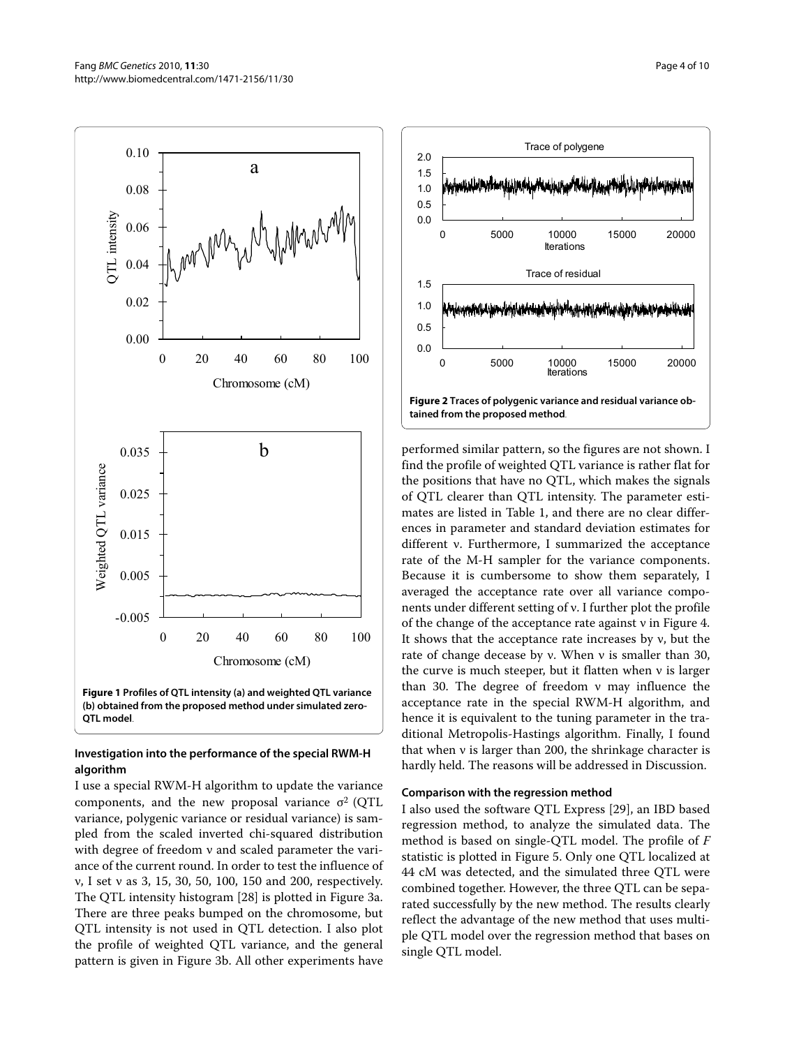Figure 1 Profiles of QTL intensity (a) and weighted QTL variance (b) obtained from the proposed method under simulated zero-QTL model.

Figure 2 Traces of polygenic variance and residual variance obtained from the proposed method.

### Investigation into the performance of the special RWM-H algorithm

I use a special RWM-H algorithm to update the variance components, and the new proposal variance $\sigma^2$ (QTL variance, polygenic variance or residual variance) is sampled from the scaled inverted chi-squared distribution with degree of freedom $\nu$ and scaled parameter the variance of the current round. In order to test the influence of $\nu$, I set $\nu$ as 3, 15, 30, 50, 100, 150 and 200, respectively. The QTL intensity histogram [28] is plotted in Figure 3a. There are three peaks bumped on the chromosome, but QTL intensity is not used in QTL detection. I also plot the profile of weighted QTL variance, and the general pattern is given in Figure 3b. All other experiments have performed similar pattern, so the figures are not shown. I find the profile of weighted QTL variance is rather flat for the positions that have no QTL, which makes the signals of QTL clearer than QTL intensity. The parameter estimates are listed in Table 1, and there are no clear differences in parameter and standard deviation estimates for different $\nu$. Furthermore, I summarized the acceptance rate of the M-H sampler for the variance components. Because it is cumbersome to show them separately, I averaged the acceptance rate over all variance components under different setting of $\nu$. I further plot the profile of the change of the acceptance rate against $\nu$ in Figure 4. It shows that the acceptance rate increases by $\nu$, but the rate of change decease by $\nu$. When $\nu$ is smaller than 30, the curve is much steeper, but it flatten when $\nu$ is larger than 30. The degree of freedom $\nu$ may influence the acceptance rate in the special RWM-H algorithm, and hence it is equivalent to the tuning parameter in the traditional Metropolis-Hastings algorithm. Finally, I found that when $\nu$ is larger than 200, the shrinkage character is hardly held. The reasons will be addressed in Discussion.

### Comparison with the regression method

I also used the software QTL Express [29], an IBD based regression method, to analyze the simulated data. The method is based on single-QTL model. The profile of *F* statistic is plotted in Figure 5. Only one QTL localized at 44 cM was detected, and the simulated three QTL were combined together. However, the three QTL can be separated successfully by the new method. The results clearly reflect the advantage of the new method that uses multiple QTL model over the regression method that bases on single QTL model.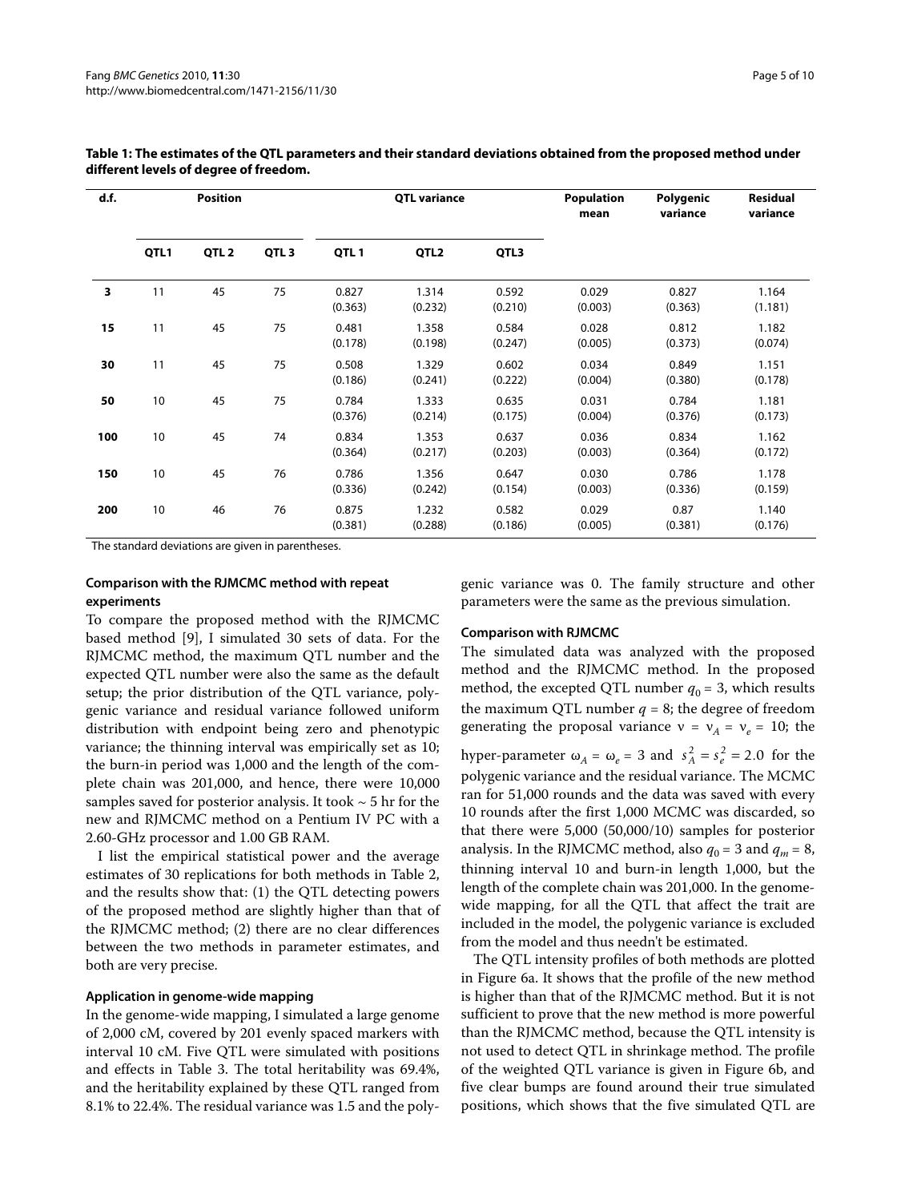**Table 1: The estimates of the QTL parameters and their standard deviations obtained from the proposed method under different levels of degree of freedom.**

| d.f. | Position | | | QTL variance | | | Population mean | Polygenic variance | Residual variance |
|---|---|---|---|---|---|---|---|---|---|
| | QTL1 | QTL 2 | QTL 3 | QTL 1 | QTL2 | QTL3 | | | |
| **3** | 11 | 45 | 75 | 0.827 (0.363) | 1.314 (0.232) | 0.592 (0.210) | 0.029 (0.003) | 0.827 (0.363) | 1.164 (1.181) |
| **15** | 11 | 45 | 75 | 0.481 (0.178) | 1.358 (0.198) | 0.584 (0.247) | 0.028 (0.005) | 0.812 (0.373) | 1.182 (0.074) |
| **30** | 11 | 45 | 75 | 0.508 (0.186) | 1.329 (0.241) | 0.602 (0.222) | 0.034 (0.004) | 0.849 (0.380) | 1.151 (0.178) |
| **50** | 10 | 45 | 75 | 0.784 (0.376) | 1.333 (0.214) | 0.635 (0.175) | 0.031 (0.004) | 0.784 (0.376) | 1.181 (0.173) |
| **100** | 10 | 45 | 74 | 0.834 (0.364) | 1.353 (0.217) | 0.637 (0.203) | 0.036 (0.003) | 0.834 (0.364) | 1.162 (0.172) |
| **150** | 10 | 45 | 76 | 0.786 (0.336) | 1.356 (0.242) | 0.647 (0.154) | 0.030 (0.003) | 0.786 (0.336) | 1.178 (0.159) |
| **200** | 10 | 46 | 76 | 0.875 (0.381) | 1.232 (0.288) | 0.582 (0.186) | 0.029 (0.005) | 0.87 (0.381) | 1.140 (0.176) |

The standard deviations are given in parentheses.

#### Comparison with the RJMCMC method with repeat experiments

To compare the proposed method with the RJMCMC based method [9], I simulated 30 sets of data. For the RJMCMC method, the maximum QTL number and the expected QTL number were also the same as the default setup; the prior distribution of the QTL variance, polygenic variance and residual variance followed uniform distribution with endpoint being zero and phenotypic variance; the thinning interval was empirically set as 10; the burn-in period was 1,000 and the length of the complete chain was 201,000, and hence, there were 10,000 samples saved for posterior analysis. It took ~ 5 hr for the new and RJMCMC method on a Pentium IV PC with a 2.60-GHz processor and 1.00 GB RAM.

I list the empirical statistical power and the average estimates of 30 replications for both methods in Table 2, and the results show that: (1) the QTL detecting powers of the proposed method are slightly higher than that of the RJMCMC method; (2) there are no clear differences between the two methods in parameter estimates, and both are very precise.

#### Application in genome-wide mapping

In the genome-wide mapping, I simulated a large genome of 2,000 cM, covered by 201 evenly spaced markers with interval 10 cM. Five QTL were simulated with positions and effects in Table 3. The total heritability was 69.4%, and the heritability explained by these QTL ranged from 8.1% to 22.4%. The residual variance was 1.5 and the polygenic variance was 0. The family structure and other parameters were the same as the previous simulation.

#### Comparison with RJMCMC

The simulated data was analyzed with the proposed method and the RJMCMC method. In the proposed method, the excepted QTL number $q_0 = 3$, which results the maximum QTL number $q = 8$; the degree of freedom generating the proposal variance $\nu = \nu_A = \nu_e = 10$; the hyper-parameter $\omega_A = \omega_e = 3$ and $s_A^2 = s_e^2 = 2.0$ for the polygenic variance and the residual variance. The MCMC ran for 51,000 rounds and the data was saved with every 10 rounds after the first 1,000 MCMC was discarded, so that there were 5,000 (50,000/10) samples for posterior analysis. In the RJMCMC method, also $q_0 = 3$ and $q_m = 8$, thinning interval 10 and burn-in length 1,000, but the length of the complete chain was 201,000. In the genome-wide mapping, for all the QTL that affect the trait are included in the model, the polygenic variance is excluded from the model and thus needn't be estimated.

The QTL intensity profiles of both methods are plotted in Figure 6a. It shows that the profile of the new method is higher than that of the RJMCMC method. But it is not sufficient to prove that the new method is more powerful than the RJMCMC method, because the QTL intensity is not used to detect QTL in shrinkage method. The profile of the weighted QTL variance is given in Figure 6b, and five clear bumps are found around their true simulated positions, which shows that the five simulated QTL are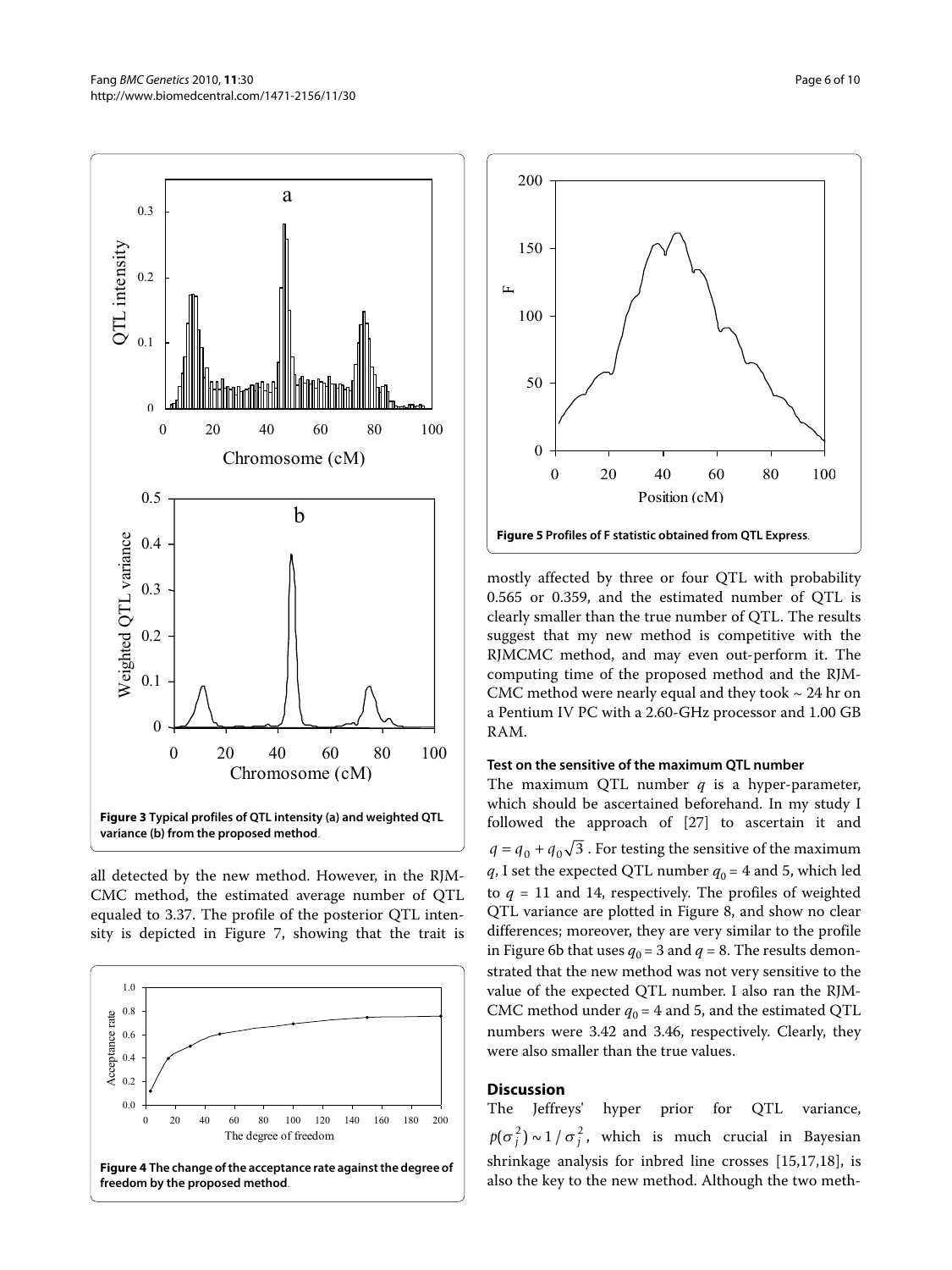Figure 3 Typical profiles of QTL intensity (a) and weighted QTL variance (b) from the proposed method.

all detected by the new method. However, in the RJMCMC method, the estimated average number of QTL equaled to 3.37. The profile of the posterior QTL intensity is depicted in Figure 7, showing that the trait is

Figure 4 The change of the acceptance rate against the degree of freedom by the proposed method.

Figure 5 Profiles of F statistic obtained from QTL Express.

mostly affected by three or four QTL with probability 0.565 or 0.359, and the estimated number of QTL is clearly smaller than the true number of QTL. The results suggest that my new method is competitive with the RJMCMC method, and may even out-perform it. The computing time of the proposed method and the RJMCMC method were nearly equal and they took ~ 24 hr on a Pentium IV PC with a 2.60-GHz processor and 1.00 GB RAM.

### Test on the sensitive of the maximum QTL number

The maximum QTL number $q$ is a hyper-parameter, which should be ascertained beforehand. In my study I followed the approach of [27] to ascertain it and $q = q_0 + q_0\sqrt{3}$. For testing the sensitive of the maximum $q$, I set the expected QTL number $q_0 = 4$ and 5, which led to $q = 11$ and 14, respectively. The profiles of weighted QTL variance are plotted in Figure 8, and show no clear differences; moreover, they are very similar to the profile in Figure 6b that uses $q_0 = 3$ and $q = 8$. The results demonstrated that the new method was not very sensitive to the value of the expected QTL number. I also ran the RJMCMC method under $q_0 = 4$ and 5, and the estimated QTL numbers were 3.42 and 3.46, respectively. Clearly, they were also smaller than the true values.

## Discussion

The Jeffreys' hyper prior for QTL variance, $p(\sigma_j^2) \sim 1/\sigma_j^2$, which is much crucial in Bayesian shrinkage analysis for inbred line crosses [15,17,18], is also the key to the new method. Although the two meth-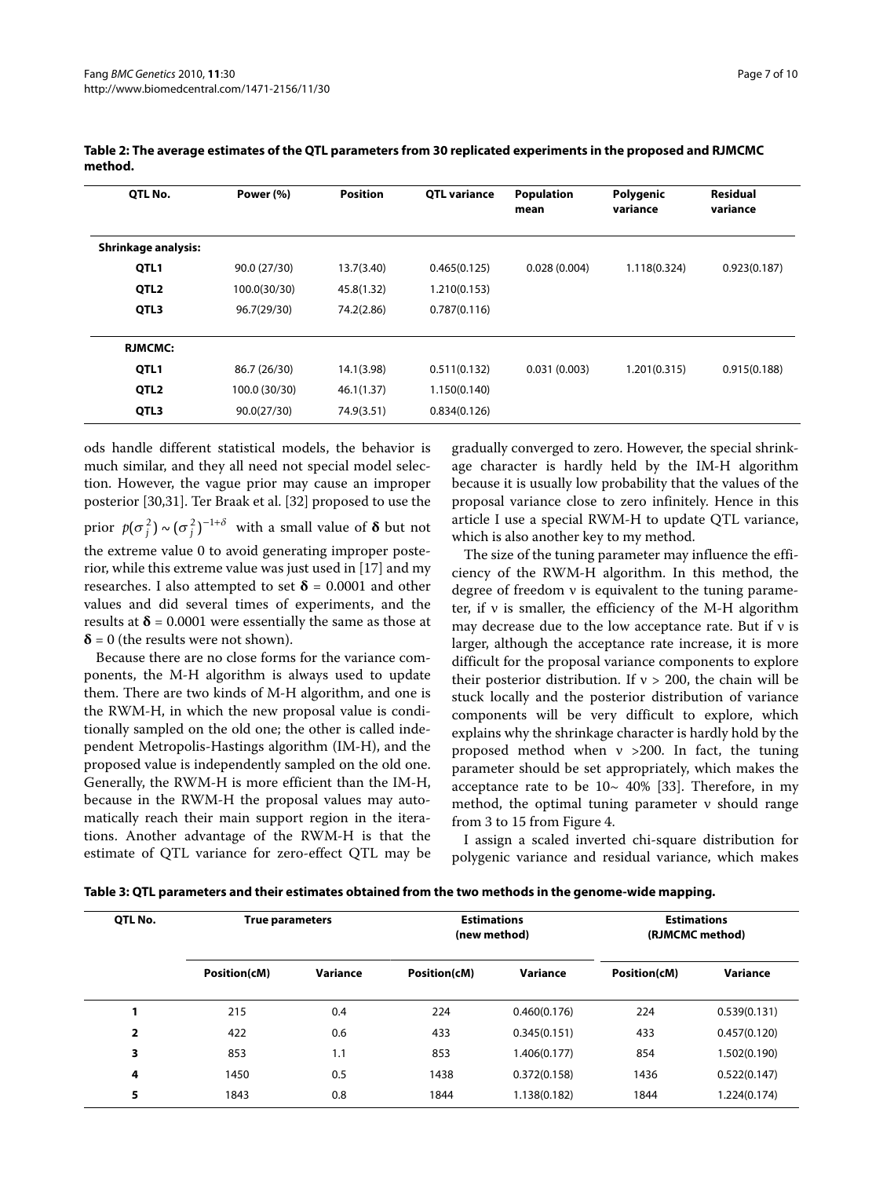**Table 2: The average estimates of the QTL parameters from 30 replicated experiments in the proposed and RJMCMC method.**

| QTL No. | Power (%) | Position | QTL variance | Population mean | Polygenic variance | Residual variance |
|---|---|---|---|---|---|---|
| **Shrinkage analysis:** | | | | | | |
| **QTL1** | 90.0 (27/30) | 13.7(3.40) | 0.465(0.125) | 0.028 (0.004) | 1.118(0.324) | 0.923(0.187) |
| **QTL2** | 100.0(30/30) | 45.8(1.32) | 1.210(0.153) | | | |
| **QTL3** | 96.7(29/30) | 74.2(2.86) | 0.787(0.116) | | | |
| **RJMCMC:** | | | | | | |
| **QTL1** | 86.7 (26/30) | 14.1(3.98) | 0.511(0.132) | 0.031 (0.003) | 1.201(0.315) | 0.915(0.188) |
| **QTL2** | 100.0 (30/30) | 46.1(1.37) | 1.150(0.140) | | | |
| **QTL3** | 90.0(27/30) | 74.9(3.51) | 0.834(0.126) | | | |

ods handle different statistical models, the behavior is much similar, and they all need not special model selection. However, the vague prior may cause an improper posterior [30,31]. Ter Braak et al. [32] proposed to use the prior $p(\sigma_j^2) \sim (\sigma_j^2)^{-1+\delta}$ with a small value of $\boldsymbol{\delta}$ but not the extreme value 0 to avoid generating improper posterior, while this extreme value was just used in [17] and my researches. I also attempted to set $\boldsymbol{\delta} = 0.0001$ and other values and did several times of experiments, and the results at $\boldsymbol{\delta} = 0.0001$ were essentially the same as those at $\boldsymbol{\delta} = 0$ (the results were not shown).

Because there are no close forms for the variance components, the M-H algorithm is always used to update them. There are two kinds of M-H algorithm, and one is the RWM-H, in which the new proposal value is conditionally sampled on the old one; the other is called independent Metropolis-Hastings algorithm (IM-H), and the proposed value is independently sampled on the old one. Generally, the RWM-H is more efficient than the IM-H, because in the RWM-H the proposal values may automatically reach their main support region in the iterations. Another advantage of the RWM-H is that the estimate of QTL variance for zero-effect QTL may be gradually converged to zero. However, the special shrinkage character is hardly held by the IM-H algorithm because it is usually low probability that the values of the proposal variance close to zero infinitely. Hence in this article I use a special RWM-H to update QTL variance, which is also another key to my method.

The size of the tuning parameter may influence the efficiency of the RWM-H algorithm. In this method, the degree of freedom $\nu$ is equivalent to the tuning parameter, if $\nu$ is smaller, the efficiency of the M-H algorithm may decrease due to the low acceptance rate. But if $\nu$ is larger, although the acceptance rate increase, it is more difficult for the proposal variance components to explore their posterior distribution. If $\nu > 200$, the chain will be stuck locally and the posterior distribution of variance components will be very difficult to explore, which explains why the shrinkage character is hardly hold by the proposed method when $\nu > 200$. In fact, the tuning parameter should be set appropriately, which makes the acceptance rate to be 10~ 40% [33]. Therefore, in my method, the optimal tuning parameter $\nu$ should range from 3 to 15 from Figure 4.

I assign a scaled inverted chi-square distribution for polygenic variance and residual variance, which makes

**Table 3: QTL parameters and their estimates obtained from the two methods in the genome-wide mapping.**

| QTL No. | True parameters | | Estimations (new method) | | Estimations (RJMCMC method) | |
|---|---|---|---|---|---|---|
| | Position(cM) | Variance | Position(cM) | Variance | Position(cM) | Variance |
| **1** | 215 | 0.4 | 224 | 0.460(0.176) | 224 | 0.539(0.131) |
| **2** | 422 | 0.6 | 433 | 0.345(0.151) | 433 | 0.457(0.120) |
| **3** | 853 | 1.1 | 853 | 1.406(0.177) | 854 | 1.502(0.190) |
| **4** | 1450 | 0.5 | 1438 | 0.372(0.158) | 1436 | 0.522(0.147) |
| **5** | 1843 | 0.8 | 1844 | 1.138(0.182) | 1844 | 1.224(0.174) |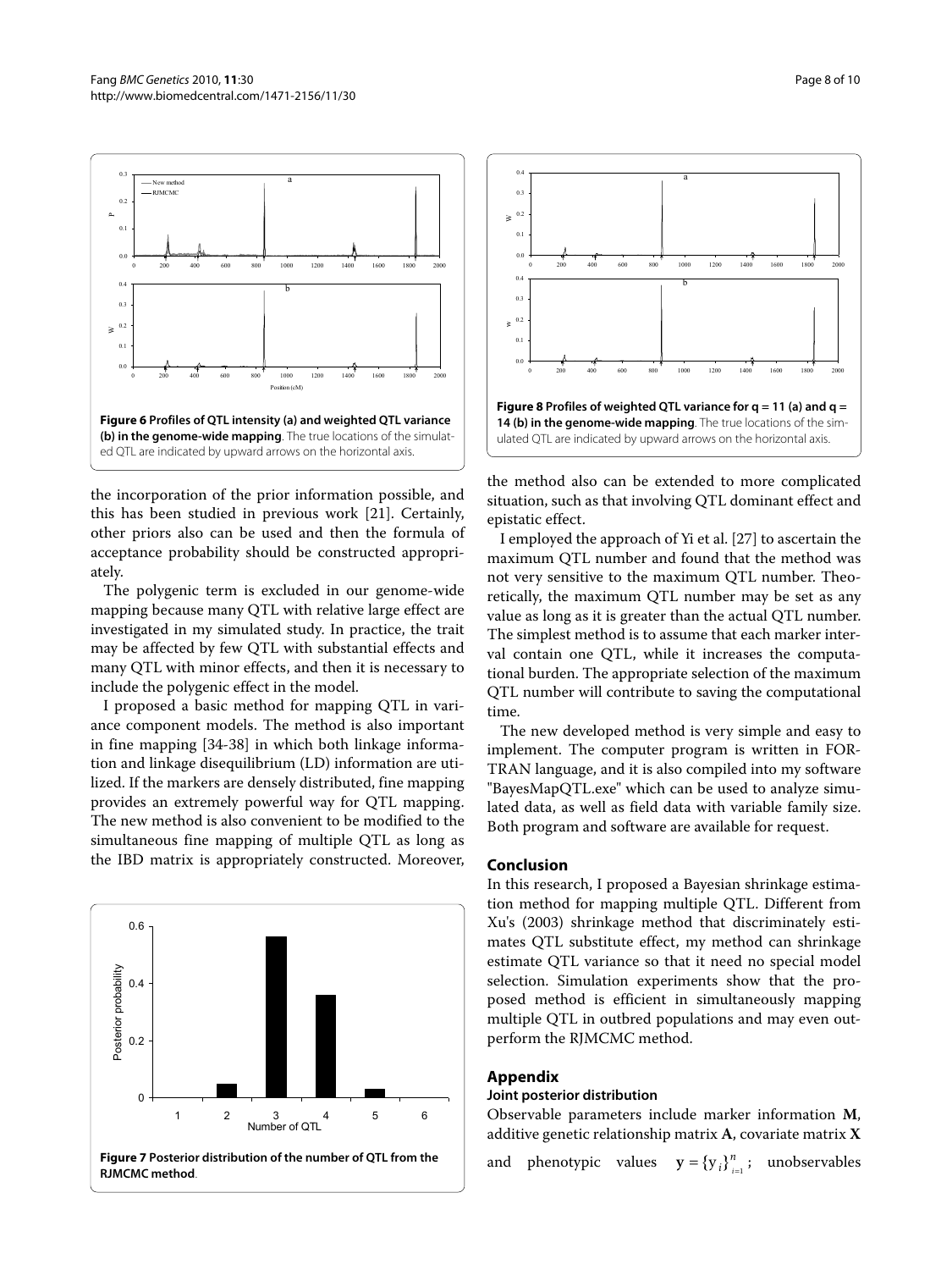**Figure 6 Profiles of QTL intensity (a) and weighted QTL variance (b) in the genome-wide mapping**. The true locations of the simulated QTL are indicated by upward arrows on the horizontal axis.

**Figure 8 Profiles of weighted QTL variance for q = 11 (a) and q = 14 (b) in the genome-wide mapping**. The true locations of the simulated QTL are indicated by upward arrows on the horizontal axis.

the incorporation of the prior information possible, and this has been studied in previous work [21]. Certainly, other priors also can be used and then the formula of acceptance probability should be constructed appropriately.

The polygenic term is excluded in our genome-wide mapping because many QTL with relative large effect are investigated in my simulated study. In practice, the trait may be affected by few QTL with substantial effects and many QTL with minor effects, and then it is necessary to include the polygenic effect in the model.

I proposed a basic method for mapping QTL in variance component models. The method is also important in fine mapping [34-38] in which both linkage information and linkage disequilibrium (LD) information are utilized. If the markers are densely distributed, fine mapping provides an extremely powerful way for QTL mapping. The new method is also convenient to be modified to the simultaneous fine mapping of multiple QTL as long as the IBD matrix is appropriately constructed. Moreover, the method also can be extended to more complicated situation, such as that involving QTL dominant effect and epistatic effect.

**Figure 7 Posterior distribution of the number of QTL from the RJMCMC method**.

I employed the approach of Yi et al. [27] to ascertain the maximum QTL number and found that the method was not very sensitive to the maximum QTL number. Theoretically, the maximum QTL number may be set as any value as long as it is greater than the actual QTL number. The simplest method is to assume that each marker interval contain one QTL, while it increases the computational burden. The appropriate selection of the maximum QTL number will contribute to saving the computational time.

The new developed method is very simple and easy to implement. The computer program is written in FORTRAN language, and it is also compiled into my software "BayesMapQTL.exe" which can be used to analyze simulated data, as well as field data with variable family size. Both program and software are available for request.

## Conclusion

In this research, I proposed a Bayesian shrinkage estimation method for mapping multiple QTL. Different from Xu's (2003) shrinkage method that discriminately estimates QTL substitute effect, my method can shrinkage estimate QTL variance so that it need no special model selection. Simulation experiments show that the proposed method is efficient in simultaneously mapping multiple QTL in outbred populations and may even outperform the RJMCMC method.

## Appendix

### Joint posterior distribution

Observable parameters include marker information $\mathbf{M}$, additive genetic relationship matrix $\mathbf{A}$, covariate matrix $\mathbf{X}$ and phenotypic values $\mathbf{y} = \{y_i\}_{i=1}^{n}$; unobservables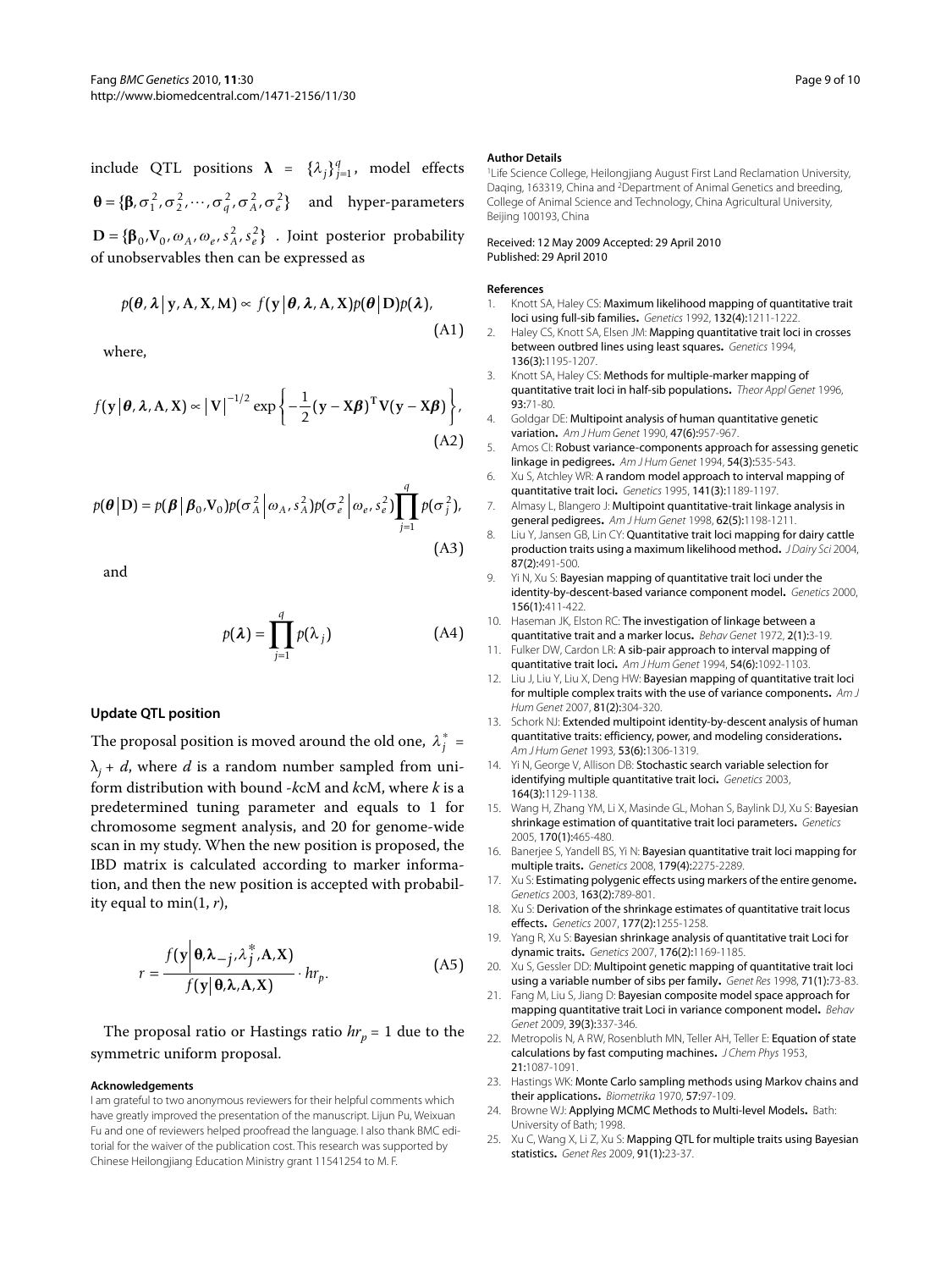include QTL positions $\boldsymbol{\lambda} = \{\lambda_j\}_{j=1}^{q}$, model effects $\boldsymbol{\theta} = \{\boldsymbol{\beta}, \sigma_1^2, \sigma_2^2, \cdots, \sigma_q^2, \sigma_A^2, \sigma_e^2\}$ and hyper-parameters $\mathbf{D} = \{\boldsymbol{\beta}_0, \mathbf{V}_0, \omega_A, \omega_e, s_A^2, s_e^2\}$. Joint posterior probability of unobservables then can be expressed as

$$p(\boldsymbol{\theta}, \boldsymbol{\lambda} \mid \mathbf{y}, \mathbf{A}, \mathbf{X}, \mathbf{M}) \propto f(\mathbf{y} \mid \boldsymbol{\theta}, \boldsymbol{\lambda}, \mathbf{A}, \mathbf{X}) p(\boldsymbol{\theta} \mid \mathbf{D}) p(\boldsymbol{\lambda}), \tag{A1}$$

where,

$$f(\mathbf{y} \mid \boldsymbol{\theta}, \boldsymbol{\lambda}, \mathbf{A}, \mathbf{X}) \propto |\mathbf{V}|^{-1/2} \exp\left\{-\frac{1}{2}(\mathbf{y} - \mathbf{X}\boldsymbol{\beta})^{\mathrm{T}} \mathbf{V} (\mathbf{y} - \mathbf{X}\boldsymbol{\beta})\right\}, \tag{A2}$$

$$p(\boldsymbol{\theta} \mid \mathbf{D}) = p(\boldsymbol{\beta} \mid \boldsymbol{\beta}_0, \mathbf{V}_0) p(\sigma_A^2 \mid \omega_A, s_A^2) p(\sigma_e^2 \mid \omega_e, s_e^2) \prod_{j=1}^{q} p(\sigma_j^2), \tag{A3}$$

and

$$p(\boldsymbol{\lambda}) = \prod_{j=1}^{q} p(\lambda_j) \tag{A4}$$

### Update QTL position

The proposal position is moved around the old one, $\lambda_j^* = \lambda_j + d$, where $d$ is a random number sampled from uniform distribution with bound -$k$cM and $k$cM, where $k$ is a predetermined tuning parameter and equals to 1 for chromosome segment analysis, and 20 for genome-wide scan in my study. When the new position is proposed, the IBD matrix is calculated according to marker information, and then the new position is accepted with probability equal to $\min(1, r)$,

$$r = \frac{f(\mathbf{y} \mid \boldsymbol{\theta}, \boldsymbol{\lambda}_{-j}, \lambda_j^*, \mathbf{A}, \mathbf{X})}{f(\mathbf{y} \mid \boldsymbol{\theta}, \boldsymbol{\lambda}, \mathbf{A}, \mathbf{X})} \cdot hr_p. \tag{A5}$$

The proposal ratio or Hastings ratio $hr_p = 1$ due to the symmetric uniform proposal.

#### Acknowledgements

I am grateful to two anonymous reviewers for their helpful comments which have greatly improved the presentation of the manuscript. Lijun Pu, Weixuan Fu and one of reviewers helped proofread the language. I also thank BMC editorial for the waiver of the publication cost. This research was supported by Chinese Heilongjiang Education Ministry grant 11541254 to M. F.

#### Author Details

[1]Life Science College, Heilongjiang August First Land Reclamation University, Daqing, 163319, China and [2]Department of Animal Genetics and breeding, College of Animal Science and Technology, China Agricultural University, Beijing 100193, China

Received: 12 May 2009 Accepted: 29 April 2010
Published: 29 April 2010

#### References

1. Knott SA, Haley CS: **Maximum likelihood mapping of quantitative trait loci using full-sib families.** *Genetics* 1992, **132(4):**1211-1222.
2. Haley CS, Knott SA, Elsen JM: **Mapping quantitative trait loci in crosses between outbred lines using least squares.** *Genetics* 1994, **136(3):**1195-1207.
3. Knott SA, Haley CS: **Methods for multiple-marker mapping of quantitative trait loci in half-sib populations.** *Theor Appl Genet* 1996, **93:**71-80.
4. Goldgar DE: **Multipoint analysis of human quantitative genetic variation.** *Am J Hum Genet* 1990, **47(6):**957-967.
5. Amos CI: **Robust variance-components approach for assessing genetic linkage in pedigrees.** *Am J Hum Genet* 1994, **54(3):**535-543.
6. Xu S, Atchley WR: **A random model approach to interval mapping of quantitative trait loci.** *Genetics* 1995, **141(3):**1189-1197.
7. Almasy L, Blangero J: **Multipoint quantitative-trait linkage analysis in general pedigrees.** *Am J Hum Genet* 1998, **62(5):**1198-1211.
8. Liu Y, Jansen GB, Lin CY: **Quantitative trait loci mapping for dairy cattle production traits using a maximum likelihood method.** *J Dairy Sci* 2004, **87(2):**491-500.
9. Yi N, Xu S: **Bayesian mapping of quantitative trait loci under the identity-by-descent-based variance component model.** *Genetics* 2000, **156(1):**411-422.
10. Haseman JK, Elston RC: **The investigation of linkage between a quantitative trait and a marker locus.** *Behav Genet* 1972, **2(1):**3-19.
11. Fulker DW, Cardon LR: **A sib-pair approach to interval mapping of quantitative trait loci.** *Am J Hum Genet* 1994, **54(6):**1092-1103.
12. Liu J, Liu Y, Liu X, Deng HW: **Bayesian mapping of quantitative trait loci for multiple complex traits with the use of variance components.** *Am J Hum Genet* 2007, **81(2):**304-320.
13. Schork NJ: **Extended multipoint identity-by-descent analysis of human quantitative traits: efficiency, power, and modeling considerations.** *Am J Hum Genet* 1993, **53(6):**1306-1319.
14. Yi N, George V, Allison DB: **Stochastic search variable selection for identifying multiple quantitative trait loci.** *Genetics* 2003, **164(3):**1129-1138.
15. Wang H, Zhang YM, Li X, Masinde GL, Mohan S, Baylink DJ, Xu S: **Bayesian shrinkage estimation of quantitative trait loci parameters.** *Genetics* 2005, **170(1):**465-480.
16. Banerjee S, Yandell BS, Yi N: **Bayesian quantitative trait loci mapping for multiple traits.** *Genetics* 2008, **179(4):**2275-2289.
17. Xu S: **Estimating polygenic effects using markers of the entire genome.** *Genetics* 2003, **163(2):**789-801.
18. Xu S: **Derivation of the shrinkage estimates of quantitative trait locus effects.** *Genetics* 2007, **177(2):**1255-1258.
19. Yang R, Xu S: **Bayesian shrinkage analysis of quantitative trait Loci for dynamic traits.** *Genetics* 2007, **176(2):**1169-1185.
20. Xu S, Gessler DD: **Multipoint genetic mapping of quantitative trait loci using a variable number of sibs per family.** *Genet Res* 1998, **71(1):**73-83.
21. Fang M, Liu S, Jiang D: **Bayesian composite model space approach for mapping quantitative trait Loci in variance component model.** *Behav Genet* 2009, **39(3):**337-346.
22. Metropolis N, A RW, Rosenbluth MN, Teller AH, Teller E: **Equation of state calculations by fast computing machines.** *J Chem Phys* 1953, **21:**1087-1091.
23. Hastings WK: **Monte Carlo sampling methods using Markov chains and their applications.** *Biometrika* 1970, **57:**97-109.
24. Browne WJ: **Applying MCMC Methods to Multi-level Models.** Bath: University of Bath; 1998.
25. Xu C, Wang X, Li Z, Xu S: **Mapping QTL for multiple traits using Bayesian statistics.** *Genet Res* 2009, **91(1):**23-37.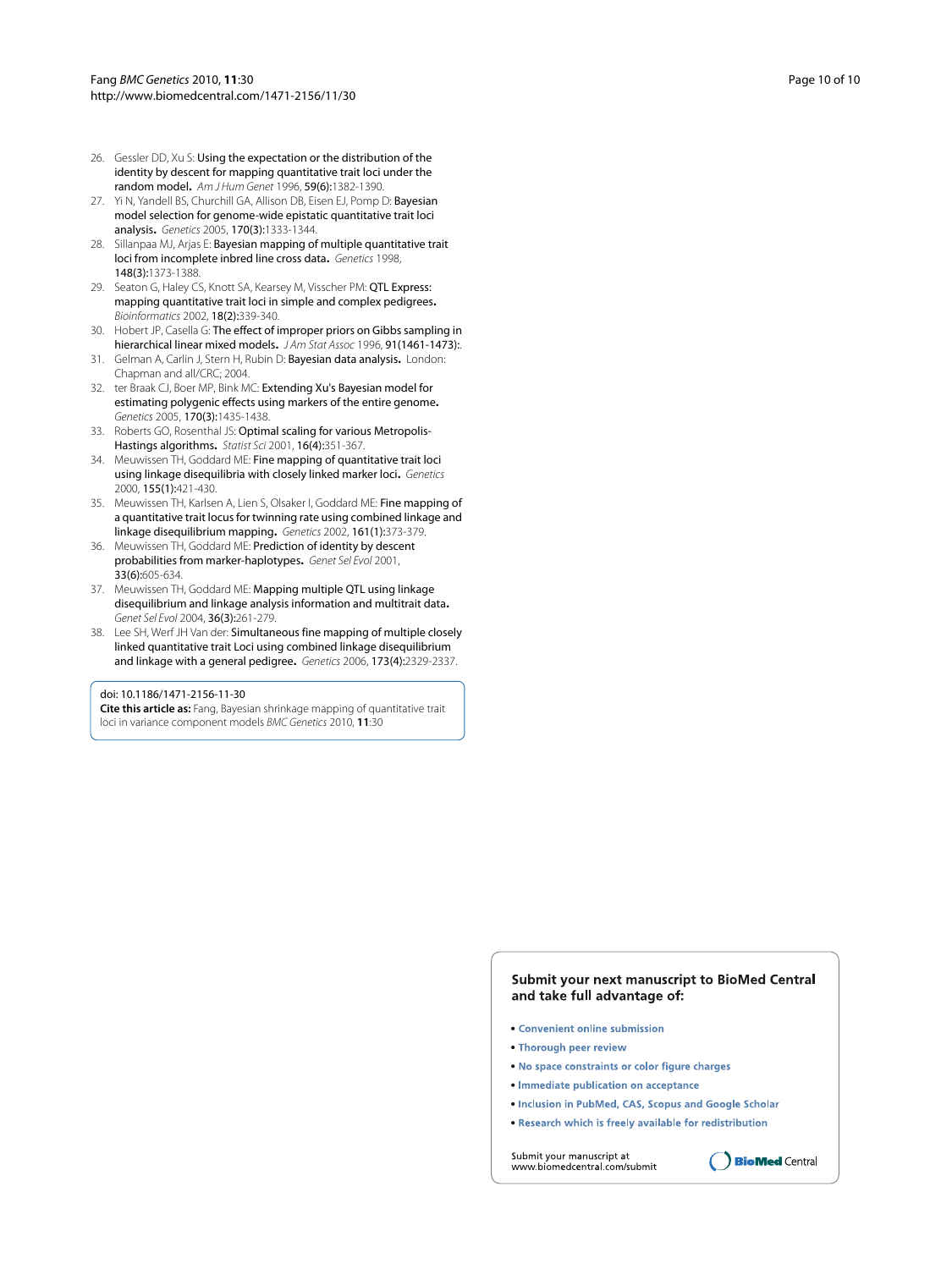26. Gessler DD, Xu S: **Using the expectation or the distribution of the identity by descent for mapping quantitative trait loci under the random model.** *Am J Hum Genet* 1996, **59(6)**:1382-1390.
27. Yi N, Yandell BS, Churchill GA, Allison DB, Eisen EJ, Pomp D: **Bayesian model selection for genome-wide epistatic quantitative trait loci analysis.** *Genetics* 2005, **170(3)**:1333-1344.
28. Sillanpaa MJ, Arjas E: **Bayesian mapping of multiple quantitative trait loci from incomplete inbred line cross data.** *Genetics* 1998, **148(3)**:1373-1388.
29. Seaton G, Haley CS, Knott SA, Kearsey M, Visscher PM: **QTL Express: mapping quantitative trait loci in simple and complex pedigrees.** *Bioinformatics* 2002, **18(2)**:339-340.
30. Hobert JP, Casella G: **The effect of improper priors on Gibbs sampling in hierarchical linear mixed models.** *J Am Stat Assoc* 1996, **91(1461-1473)**:.
31. Gelman A, Carlin J, Stern H, Rubin D: **Bayesian data analysis.** London: Chapman and all/CRC; 2004.
32. ter Braak CJ, Boer MP, Bink MC: **Extending Xu's Bayesian model for estimating polygenic effects using markers of the entire genome.** *Genetics* 2005, **170(3)**:1435-1438.
33. Roberts GO, Rosenthal JS: **Optimal scaling for various Metropolis-Hastings algorithms.** *Statist Sci* 2001, **16(4)**:351-367.
34. Meuwissen TH, Goddard ME: **Fine mapping of quantitative trait loci using linkage disequilibria with closely linked marker loci.** *Genetics* 2000, **155(1)**:421-430.
35. Meuwissen TH, Karlsen A, Lien S, Olsaker I, Goddard ME: **Fine mapping of a quantitative trait locus for twinning rate using combined linkage and linkage disequilibrium mapping.** *Genetics* 2002, **161(1)**:373-379.
36. Meuwissen TH, Goddard ME: **Prediction of identity by descent probabilities from marker-haplotypes.** *Genet Sel Evol* 2001, **33(6)**:605-634.
37. Meuwissen TH, Goddard ME: **Mapping multiple QTL using linkage disequilibrium and linkage analysis information and multitrait data.** *Genet Sel Evol* 2004, **36(3)**:261-279.
38. Lee SH, Werf JH Van der: **Simultaneous fine mapping of multiple closely linked quantitative trait Loci using combined linkage disequilibrium and linkage with a general pedigree.** *Genetics* 2006, **173(4)**:2329-2337.

doi: 10.1186/1471-2156-11-30

**Cite this article as:** Fang, Bayesian shrinkage mapping of quantitative trait loci in variance component models *BMC Genetics* 2010, **11**:30